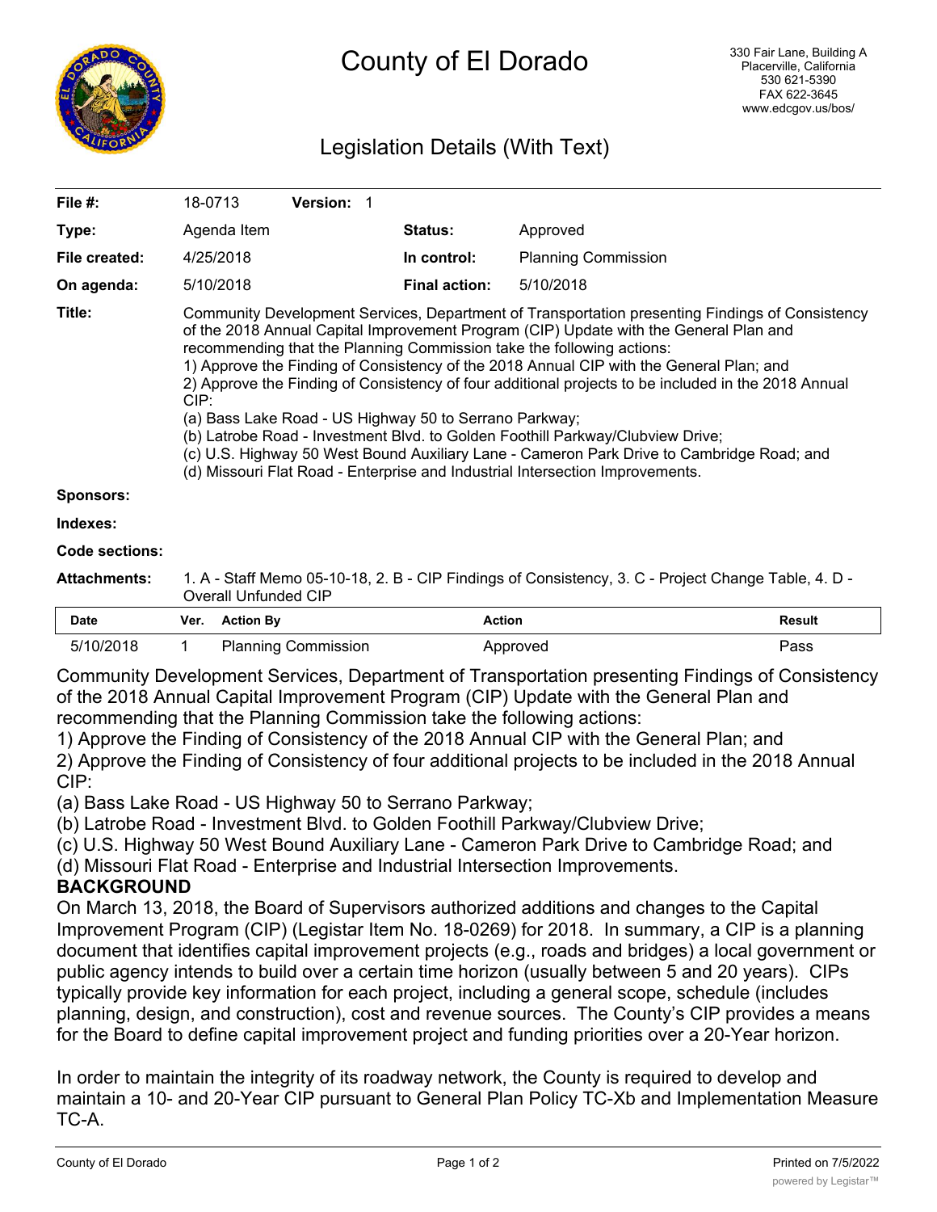# County of El Dorado

330 Fair Lane, Building A
Placerville, California
530 621-5390
FAX 622-3645
www.edcgov.us/bos/

## Legislation Details (With Text)

| | | | |
|---|---|---|---|
| **File #:** | 18-0713 **Version:** 1 | | |
| **Type:** | Agenda Item | **Status:** | Approved |
| **File created:** | 4/25/2018 | **In control:** | Planning Commission |
| **On agenda:** | 5/10/2018 | **Final action:** | 5/10/2018 |

**Title:** Community Development Services, Department of Transportation presenting Findings of Consistency of the 2018 Annual Capital Improvement Program (CIP) Update with the General Plan and recommending that the Planning Commission take the following actions:
1) Approve the Finding of Consistency of the 2018 Annual CIP with the General Plan; and
2) Approve the Finding of Consistency of four additional projects to be included in the 2018 Annual CIP:
(a) Bass Lake Road - US Highway 50 to Serrano Parkway;
(b) Latrobe Road - Investment Blvd. to Golden Foothill Parkway/Clubview Drive;
(c) U.S. Highway 50 West Bound Auxiliary Lane - Cameron Park Drive to Cambridge Road; and
(d) Missouri Flat Road - Enterprise and Industrial Intersection Improvements.

**Sponsors:**

**Indexes:**

**Code sections:**

**Attachments:** 1. A - Staff Memo 05-10-18, 2. B - CIP Findings of Consistency, 3. C - Project Change Table, 4. D - Overall Unfunded CIP

| Date | Ver. | Action By | Action | Result |
|---|---|---|---|---|
| 5/10/2018 | 1 | Planning Commission | Approved | Pass |

Community Development Services, Department of Transportation presenting Findings of Consistency of the 2018 Annual Capital Improvement Program (CIP) Update with the General Plan and recommending that the Planning Commission take the following actions:
1) Approve the Finding of Consistency of the 2018 Annual CIP with the General Plan; and
2) Approve the Finding of Consistency of four additional projects to be included in the 2018 Annual CIP:
(a) Bass Lake Road - US Highway 50 to Serrano Parkway;
(b) Latrobe Road - Investment Blvd. to Golden Foothill Parkway/Clubview Drive;
(c) U.S. Highway 50 West Bound Auxiliary Lane - Cameron Park Drive to Cambridge Road; and
(d) Missouri Flat Road - Enterprise and Industrial Intersection Improvements.

**BACKGROUND**

On March 13, 2018, the Board of Supervisors authorized additions and changes to the Capital Improvement Program (CIP) (Legistar Item No. 18-0269) for 2018. In summary, a CIP is a planning document that identifies capital improvement projects (e.g., roads and bridges) a local government or public agency intends to build over a certain time horizon (usually between 5 and 20 years). CIPs typically provide key information for each project, including a general scope, schedule (includes planning, design, and construction), cost and revenue sources. The County's CIP provides a means for the Board to define capital improvement project and funding priorities over a 20-Year horizon.

In order to maintain the integrity of its roadway network, the County is required to develop and maintain a 10- and 20-Year CIP pursuant to General Plan Policy TC-Xb and Implementation Measure TC-A.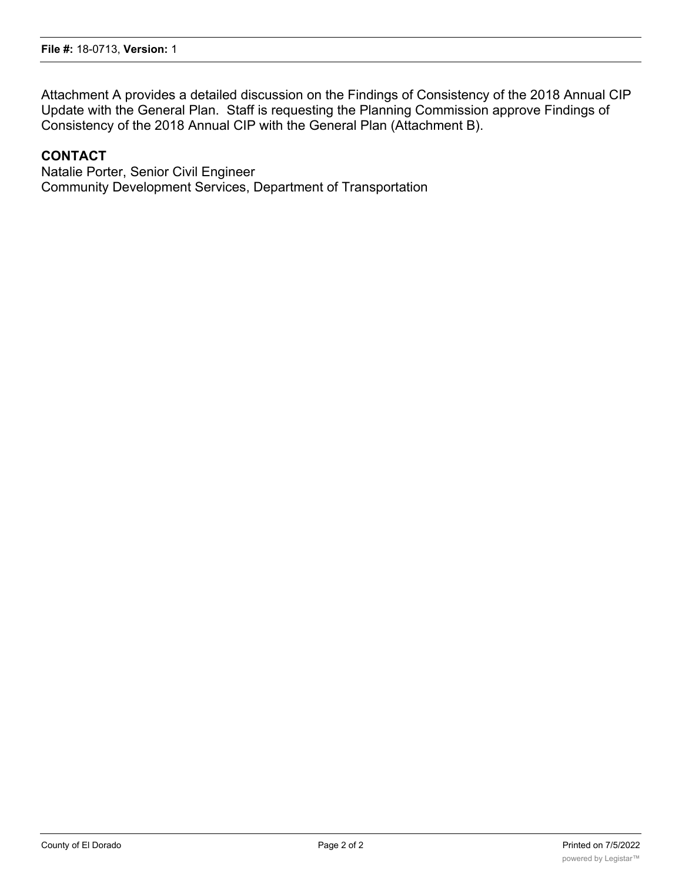Attachment A provides a detailed discussion on the Findings of Consistency of the 2018 Annual CIP Update with the General Plan. Staff is requesting the Planning Commission approve Findings of Consistency of the 2018 Annual CIP with the General Plan (Attachment B).

## CONTACT

Natalie Porter, Senior Civil Engineer
Community Development Services, Department of Transportation